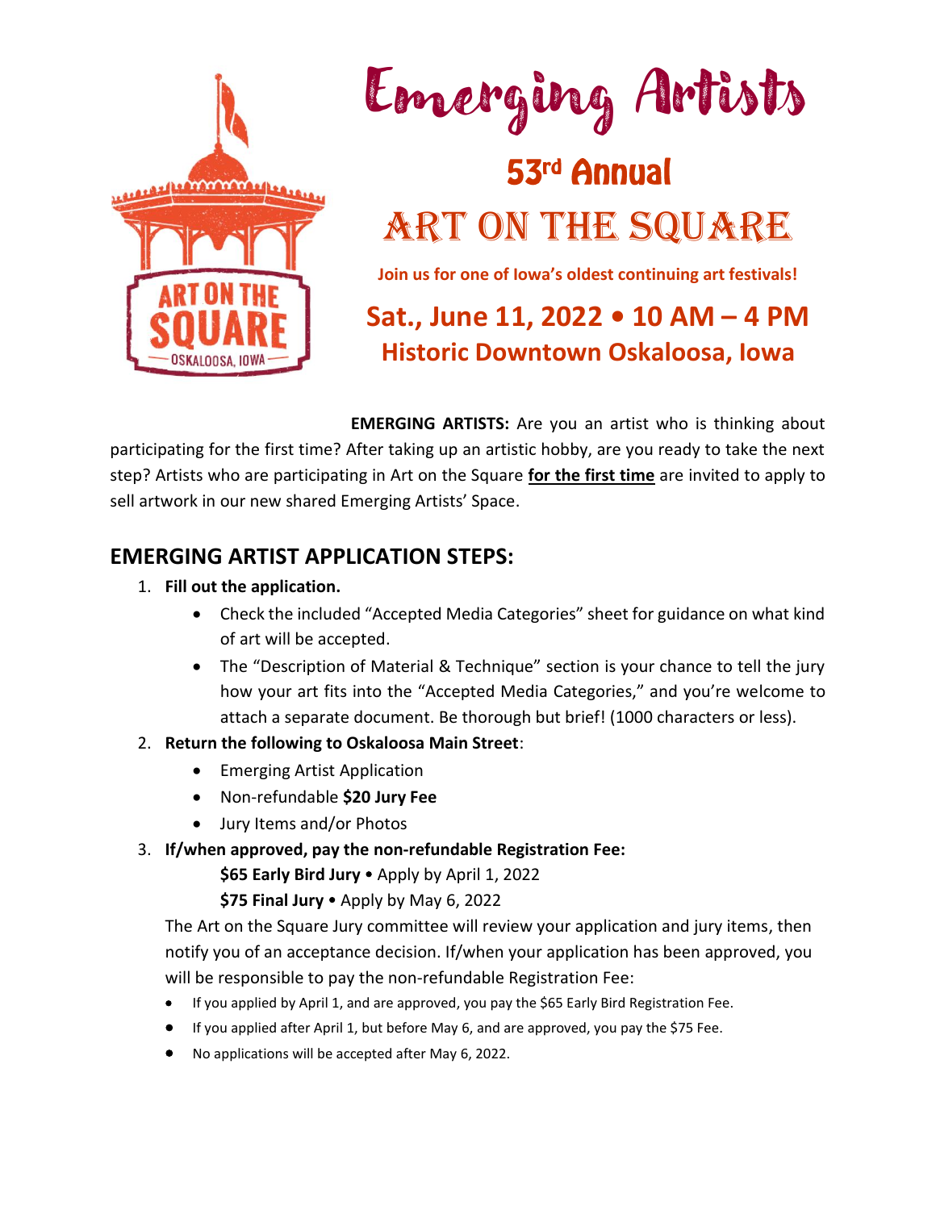# Emerging Artists

## 53rd Annual

# ART ON THE SQUARE

**Join us for one of Iowa's oldest continuing art festivals!**

## Sat., June 11, 2022 • 10 AM – 4 PM
## Historic Downtown Oskaloosa, Iowa

**EMERGING ARTISTS:** Are you an artist who is thinking about participating for the first time? After taking up an artistic hobby, are you ready to take the next step? Artists who are participating in Art on the Square **for the first time** are invited to apply to sell artwork in our new shared Emerging Artists' Space.

## EMERGING ARTIST APPLICATION STEPS:

1. **Fill out the application.**
   - Check the included "Accepted Media Categories" sheet for guidance on what kind of art will be accepted.
   - The "Description of Material & Technique" section is your chance to tell the jury how your art fits into the "Accepted Media Categories," and you're welcome to attach a separate document. Be thorough but brief! (1000 characters or less).
2. **Return the following to Oskaloosa Main Street**:
   - Emerging Artist Application
   - Non-refundable **$20 Jury Fee**
   - Jury Items and/or Photos
3. **If/when approved, pay the non-refundable Registration Fee:**

   **$65 Early Bird Jury** • Apply by April 1, 2022

   **$75 Final Jury** • Apply by May 6, 2022

   The Art on the Square Jury committee will review your application and jury items, then notify you of an acceptance decision. If/when your application has been approved, you will be responsible to pay the non-refundable Registration Fee:

   - If you applied by April 1, and are approved, you pay the $65 Early Bird Registration Fee.
   - If you applied after April 1, but before May 6, and are approved, you pay the $75 Fee.
   - No applications will be accepted after May 6, 2022.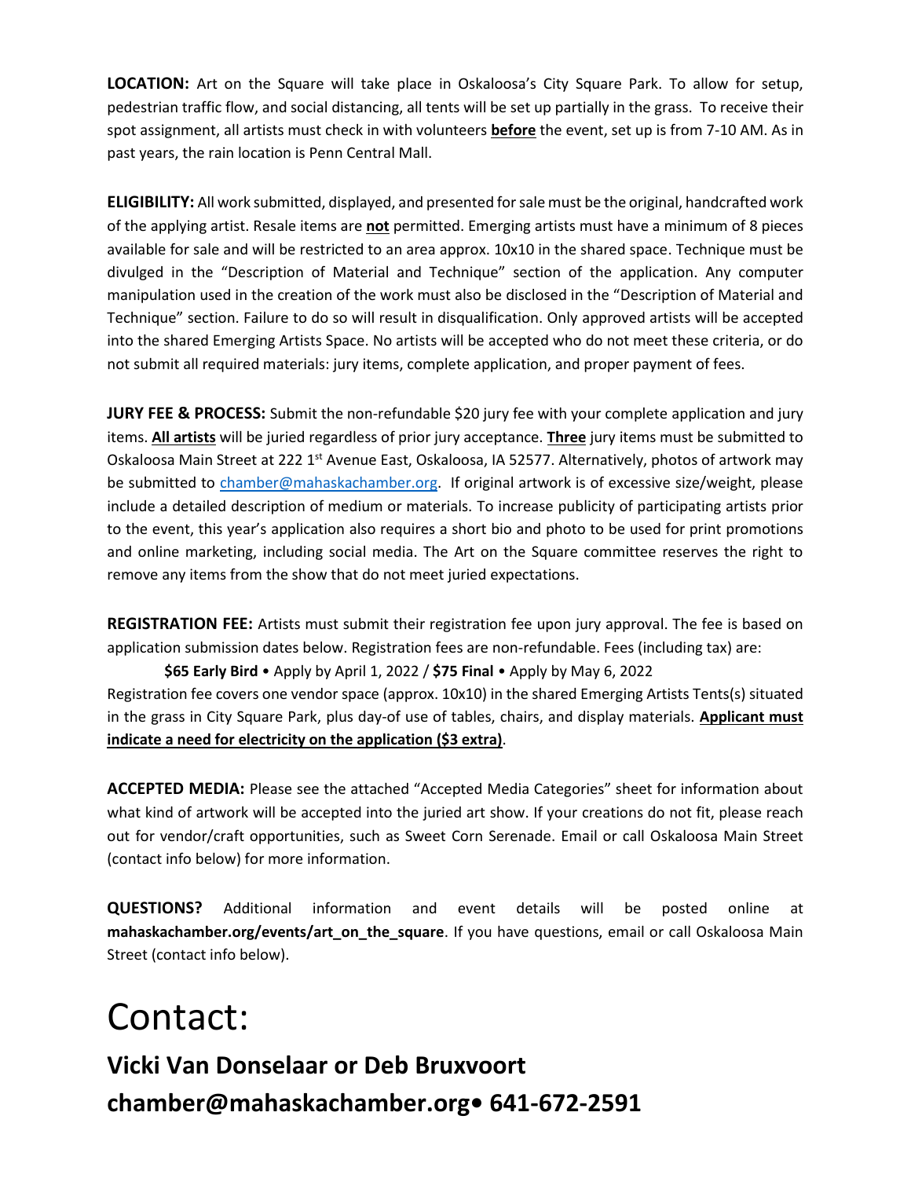**LOCATION:** Art on the Square will take place in Oskaloosa's City Square Park. To allow for setup, pedestrian traffic flow, and social distancing, all tents will be set up partially in the grass. To receive their spot assignment, all artists must check in with volunteers **before** the event, set up is from 7-10 AM. As in past years, the rain location is Penn Central Mall.

**ELIGIBILITY:** All work submitted, displayed, and presented for sale must be the original, handcrafted work of the applying artist. Resale items are **not** permitted. Emerging artists must have a minimum of 8 pieces available for sale and will be restricted to an area approx. 10x10 in the shared space. Technique must be divulged in the "Description of Material and Technique" section of the application. Any computer manipulation used in the creation of the work must also be disclosed in the "Description of Material and Technique" section. Failure to do so will result in disqualification. Only approved artists will be accepted into the shared Emerging Artists Space. No artists will be accepted who do not meet these criteria, or do not submit all required materials: jury items, complete application, and proper payment of fees.

**JURY FEE & PROCESS:** Submit the non-refundable $20 jury fee with your complete application and jury items. **All artists** will be juried regardless of prior jury acceptance. **Three** jury items must be submitted to Oskaloosa Main Street at 222 1st Avenue East, Oskaloosa, IA 52577. Alternatively, photos of artwork may be submitted to chamber@mahaskachamber.org. If original artwork is of excessive size/weight, please include a detailed description of medium or materials. To increase publicity of participating artists prior to the event, this year's application also requires a short bio and photo to be used for print promotions and online marketing, including social media. The Art on the Square committee reserves the right to remove any items from the show that do not meet juried expectations.

**REGISTRATION FEE:** Artists must submit their registration fee upon jury approval. The fee is based on application submission dates below. Registration fees are non-refundable. Fees (including tax) are:

**$65 Early Bird** • Apply by April 1, 2022 / **$75 Final** • Apply by May 6, 2022

Registration fee covers one vendor space (approx. 10x10) in the shared Emerging Artists Tents(s) situated in the grass in City Square Park, plus day-of use of tables, chairs, and display materials. **Applicant must indicate a need for electricity on the application ($3 extra)**.

**ACCEPTED MEDIA:** Please see the attached "Accepted Media Categories" sheet for information about what kind of artwork will be accepted into the juried art show. If your creations do not fit, please reach out for vendor/craft opportunities, such as Sweet Corn Serenade. Email or call Oskaloosa Main Street (contact info below) for more information.

**QUESTIONS?** Additional information and event details will be posted online at **mahaskachamber.org/events/art_on_the_square**. If you have questions, email or call Oskaloosa Main Street (contact info below).

# Contact:

## Vicki Van Donselaar or Deb Bruxvoort

## chamber@mahaskachamber.org• 641-672-2591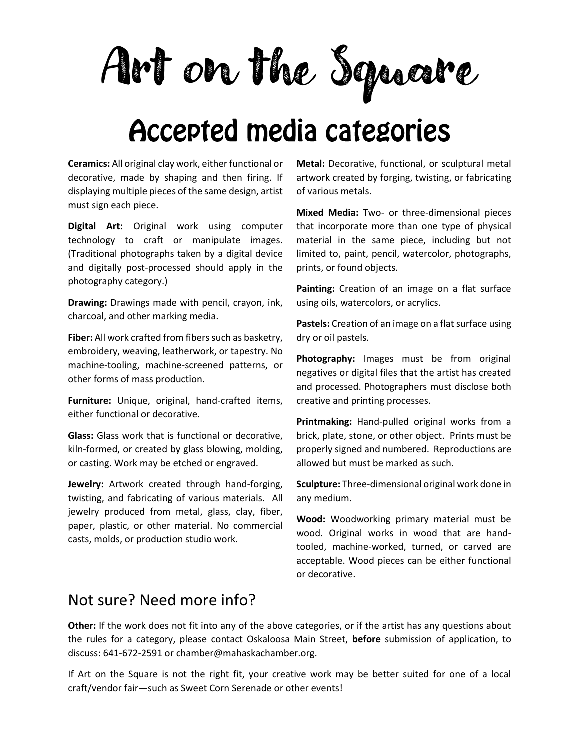# Art on the Square

## Accepted media categories

**Ceramics:** All original clay work, either functional or decorative, made by shaping and then firing. If displaying multiple pieces of the same design, artist must sign each piece.

**Digital Art:** Original work using computer technology to craft or manipulate images. (Traditional photographs taken by a digital device and digitally post-processed should apply in the photography category.)

**Drawing:** Drawings made with pencil, crayon, ink, charcoal, and other marking media.

**Fiber:** All work crafted from fibers such as basketry, embroidery, weaving, leatherwork, or tapestry. No machine-tooling, machine-screened patterns, or other forms of mass production.

**Furniture:** Unique, original, hand-crafted items, either functional or decorative.

**Glass:** Glass work that is functional or decorative, kiln-formed, or created by glass blowing, molding, or casting. Work may be etched or engraved.

**Jewelry:** Artwork created through hand-forging, twisting, and fabricating of various materials. All jewelry produced from metal, glass, clay, fiber, paper, plastic, or other material. No commercial casts, molds, or production studio work.

**Metal:** Decorative, functional, or sculptural metal artwork created by forging, twisting, or fabricating of various metals.

**Mixed Media:** Two- or three-dimensional pieces that incorporate more than one type of physical material in the same piece, including but not limited to, paint, pencil, watercolor, photographs, prints, or found objects.

**Painting:** Creation of an image on a flat surface using oils, watercolors, or acrylics.

**Pastels:** Creation of an image on a flat surface using dry or oil pastels.

**Photography:** Images must be from original negatives or digital files that the artist has created and processed. Photographers must disclose both creative and printing processes.

**Printmaking:** Hand-pulled original works from a brick, plate, stone, or other object. Prints must be properly signed and numbered. Reproductions are allowed but must be marked as such.

**Sculpture:** Three-dimensional original work done in any medium.

**Wood:** Woodworking primary material must be wood. Original works in wood that are hand-tooled, machine-worked, turned, or carved are acceptable. Wood pieces can be either functional or decorative.

## Not sure? Need more info?

**Other:** If the work does not fit into any of the above categories, or if the artist has any questions about the rules for a category, please contact Oskaloosa Main Street, **before** submission of application, to discuss: 641-672-2591 or chamber@mahaskachamber.org.

If Art on the Square is not the right fit, your creative work may be better suited for one of a local craft/vendor fair—such as Sweet Corn Serenade or other events!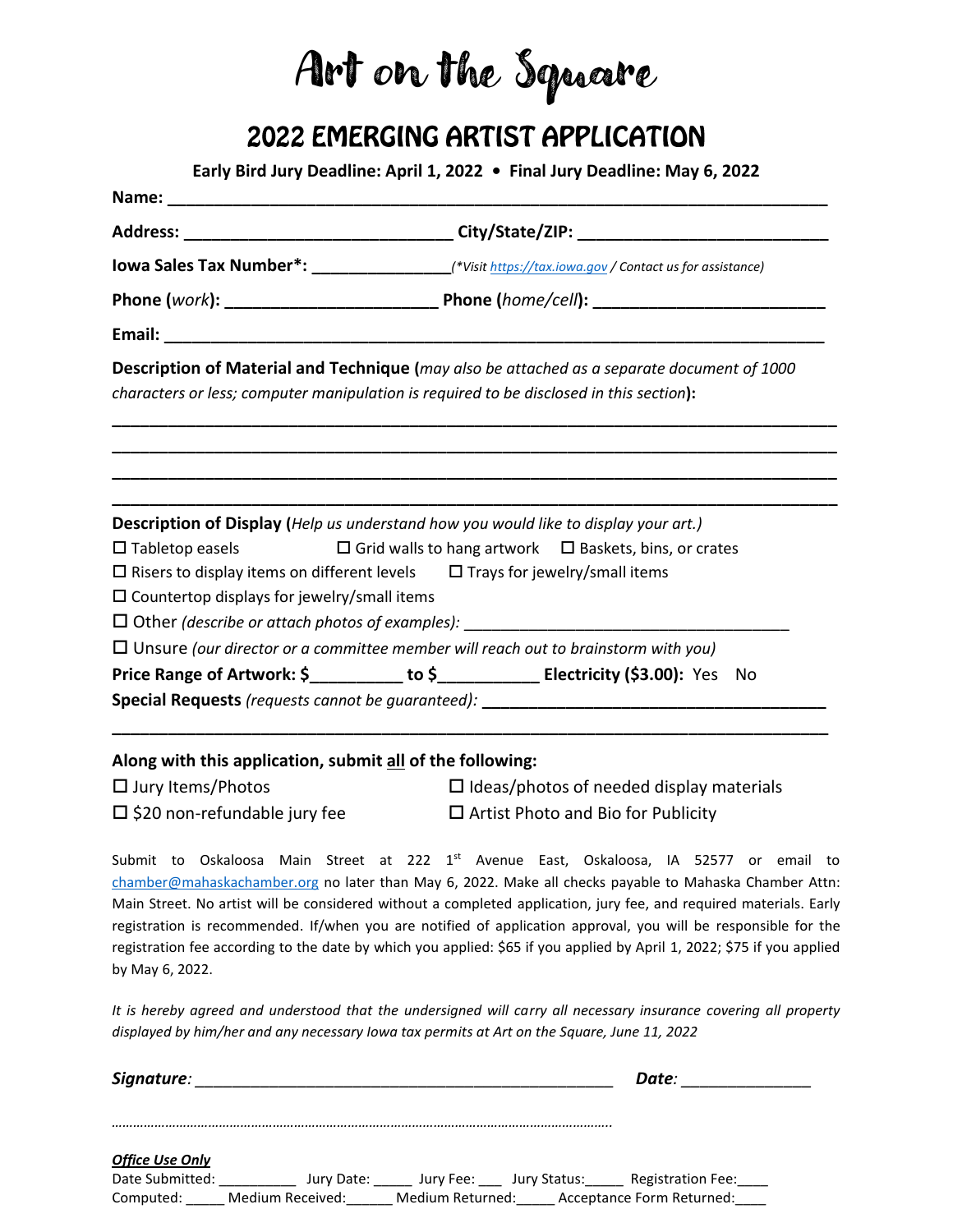# Art on the Square

## 2022 EMERGING ARTIST APPLICATION

**Early Bird Jury Deadline: April 1, 2022 • Final Jury Deadline: May 6, 2022**

**Name:** ___________________________________________________________________

**Address:** ____________________________ **City/State/ZIP:** __________________________

**Iowa Sales Tax Number*:** _______________ *(*Visit https://tax.iowa.gov / Contact us for assistance)*

**Phone (*work*):** ______________________ **Phone (*home/cell*):** ________________________

**Email:** ___________________________________________________________________

**Description of Material and Technique (*may also be attached as a separate document of 1000 characters or less; computer manipulation is required to be disclosed in this section*):**

_____________________________________________________________________________

_____________________________________________________________________________

_____________________________________________________________________________

_____________________________________________________________________________

**Description of Display** (*Help us understand how you would like to display your art.*)

- ☐ Tabletop easels
- ☐ Grid walls to hang artwork
- ☐ Baskets, bins, or crates
- ☐ Risers to display items on different levels
- ☐ Trays for jewelry/small items
- ☐ Countertop displays for jewelry/small items
- ☐ Other *(describe or attach photos of examples):* ___________________________________
- ☐ Unsure *(our director or a committee member will reach out to brainstorm with you)*

**Price Range of Artwork: $**__________ **to $**___________ **Electricity ($3.00):** Yes No

**Special Requests** *(requests cannot be guaranteed):* _____________________________________

_____________________________________________________________________________

**Along with this application, submit all of the following:**

- ☐ Jury Items/Photos
- ☐ Ideas/photos of needed display materials
- ☐ $20 non-refundable jury fee
- ☐ Artist Photo and Bio for Publicity

Submit to Oskaloosa Main Street at 222 1st Avenue East, Oskaloosa, IA 52577 or email to chamber@mahaskachamber.org no later than May 6, 2022. Make all checks payable to Mahaska Chamber Attn: Main Street. No artist will be considered without a completed application, jury fee, and required materials. Early registration is recommended. If/when you are notified of application approval, you will be responsible for the registration fee according to the date by which you applied: $65 if you applied by April 1, 2022; $75 if you applied by May 6, 2022.

*It is hereby agreed and understood that the undersigned will carry all necessary insurance covering all property displayed by him/her and any necessary Iowa tax permits at Art on the Square, June 11, 2022*

***Signature:*** _____________________________________________ ***Date:*** ______________

……………………………………………………………………………………………………………

***Office Use Only***

Date Submitted: __________ Jury Date: _____ Jury Fee: ___ Jury Status:_____ Registration Fee:____

Computed: _____ Medium Received:______ Medium Returned:_____ Acceptance Form Returned:____